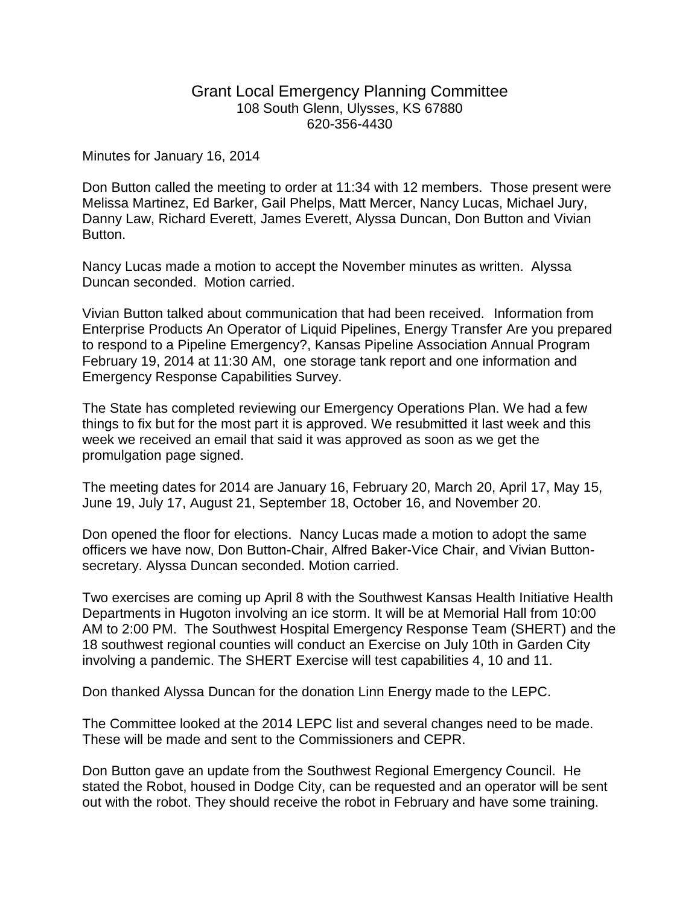# Grant Local Emergency Planning Committee

108 South Glenn, Ulysses, KS 67880
620-356-4430

Minutes for January 16, 2014

Don Button called the meeting to order at 11:34 with 12 members. Those present were Melissa Martinez, Ed Barker, Gail Phelps, Matt Mercer, Nancy Lucas, Michael Jury, Danny Law, Richard Everett, James Everett, Alyssa Duncan, Don Button and Vivian Button.

Nancy Lucas made a motion to accept the November minutes as written. Alyssa Duncan seconded. Motion carried.

Vivian Button talked about communication that had been received. Information from Enterprise Products An Operator of Liquid Pipelines, Energy Transfer Are you prepared to respond to a Pipeline Emergency?, Kansas Pipeline Association Annual Program February 19, 2014 at 11:30 AM, one storage tank report and one information and Emergency Response Capabilities Survey.

The State has completed reviewing our Emergency Operations Plan. We had a few things to fix but for the most part it is approved. We resubmitted it last week and this week we received an email that said it was approved as soon as we get the promulgation page signed.

The meeting dates for 2014 are January 16, February 20, March 20, April 17, May 15, June 19, July 17, August 21, September 18, October 16, and November 20.

Don opened the floor for elections. Nancy Lucas made a motion to adopt the same officers we have now, Don Button-Chair, Alfred Baker-Vice Chair, and Vivian Button-secretary. Alyssa Duncan seconded. Motion carried.

Two exercises are coming up April 8 with the Southwest Kansas Health Initiative Health Departments in Hugoton involving an ice storm. It will be at Memorial Hall from 10:00 AM to 2:00 PM. The Southwest Hospital Emergency Response Team (SHERT) and the 18 southwest regional counties will conduct an Exercise on July 10th in Garden City involving a pandemic. The SHERT Exercise will test capabilities 4, 10 and 11.

Don thanked Alyssa Duncan for the donation Linn Energy made to the LEPC.

The Committee looked at the 2014 LEPC list and several changes need to be made. These will be made and sent to the Commissioners and CEPR.

Don Button gave an update from the Southwest Regional Emergency Council. He stated the Robot, housed in Dodge City, can be requested and an operator will be sent out with the robot. They should receive the robot in February and have some training.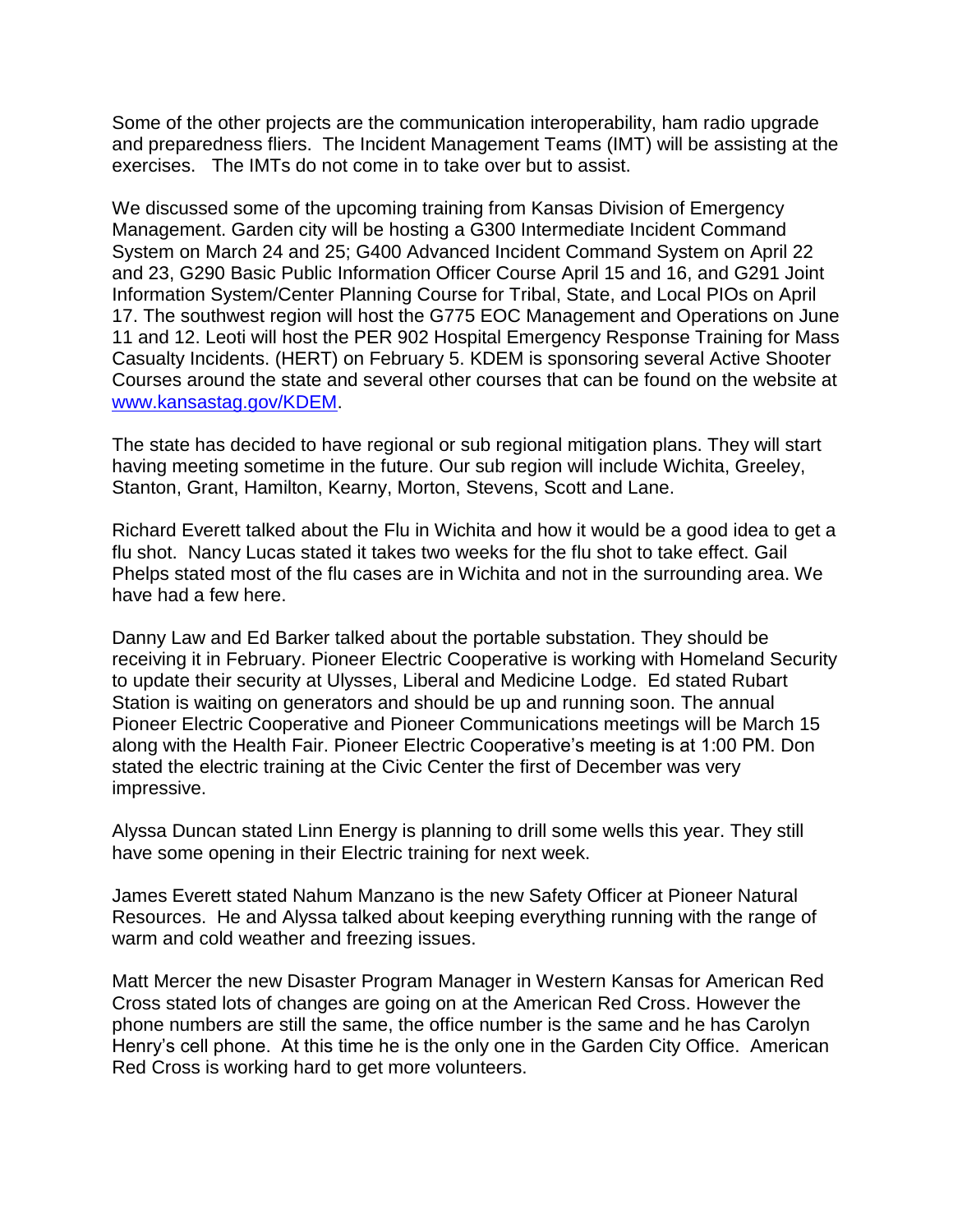Some of the other projects are the communication interoperability, ham radio upgrade and preparedness fliers. The Incident Management Teams (IMT) will be assisting at the exercises. The IMTs do not come in to take over but to assist.

We discussed some of the upcoming training from Kansas Division of Emergency Management. Garden city will be hosting a G300 Intermediate Incident Command System on March 24 and 25; G400 Advanced Incident Command System on April 22 and 23, G290 Basic Public Information Officer Course April 15 and 16, and G291 Joint Information System/Center Planning Course for Tribal, State, and Local PIOs on April 17. The southwest region will host the G775 EOC Management and Operations on June 11 and 12. Leoti will host the PER 902 Hospital Emergency Response Training for Mass Casualty Incidents. (HERT) on February 5. KDEM is sponsoring several Active Shooter Courses around the state and several other courses that can be found on the website at [www.kansastag.gov/KDEM](www.kansastag.gov/KDEM).

The state has decided to have regional or sub regional mitigation plans. They will start having meeting sometime in the future. Our sub region will include Wichita, Greeley, Stanton, Grant, Hamilton, Kearny, Morton, Stevens, Scott and Lane.

Richard Everett talked about the Flu in Wichita and how it would be a good idea to get a flu shot. Nancy Lucas stated it takes two weeks for the flu shot to take effect. Gail Phelps stated most of the flu cases are in Wichita and not in the surrounding area. We have had a few here.

Danny Law and Ed Barker talked about the portable substation. They should be receiving it in February. Pioneer Electric Cooperative is working with Homeland Security to update their security at Ulysses, Liberal and Medicine Lodge. Ed stated Rubart Station is waiting on generators and should be up and running soon. The annual Pioneer Electric Cooperative and Pioneer Communications meetings will be March 15 along with the Health Fair. Pioneer Electric Cooperative's meeting is at 1:00 PM. Don stated the electric training at the Civic Center the first of December was very impressive.

Alyssa Duncan stated Linn Energy is planning to drill some wells this year. They still have some opening in their Electric training for next week.

James Everett stated Nahum Manzano is the new Safety Officer at Pioneer Natural Resources. He and Alyssa talked about keeping everything running with the range of warm and cold weather and freezing issues.

Matt Mercer the new Disaster Program Manager in Western Kansas for American Red Cross stated lots of changes are going on at the American Red Cross. However the phone numbers are still the same, the office number is the same and he has Carolyn Henry's cell phone. At this time he is the only one in the Garden City Office. American Red Cross is working hard to get more volunteers.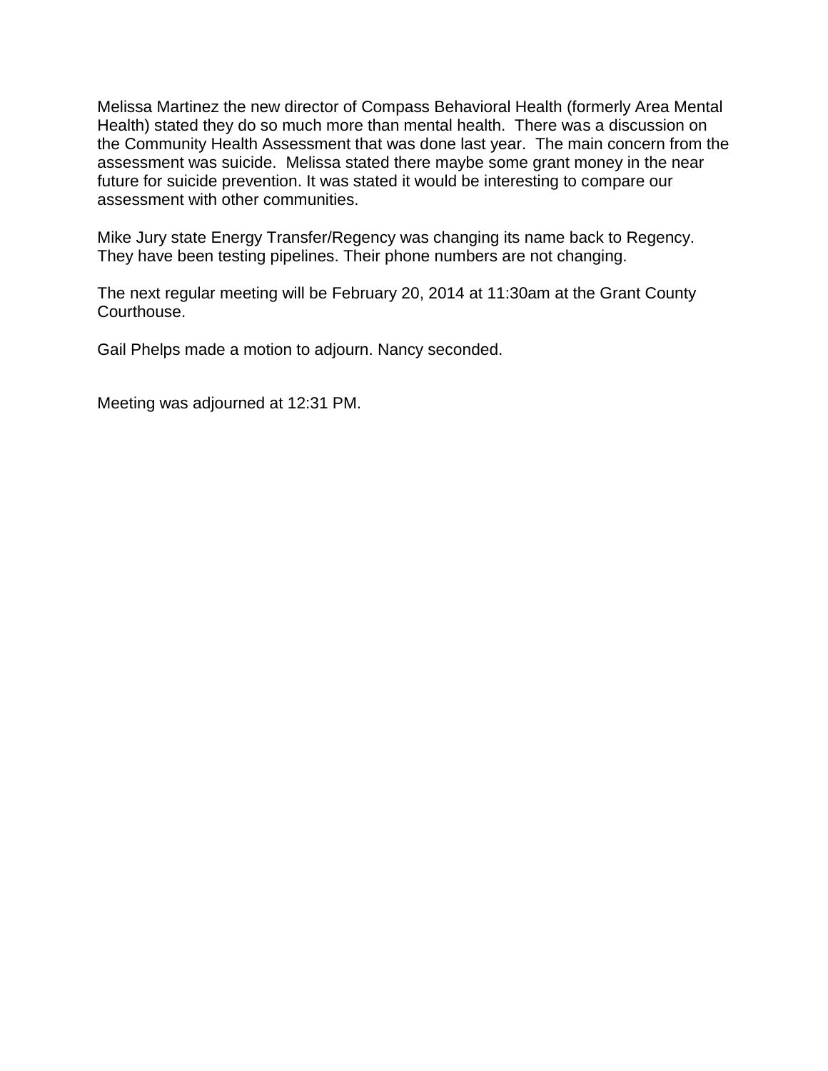Melissa Martinez the new director of Compass Behavioral Health (formerly Area Mental Health) stated they do so much more than mental health. There was a discussion on the Community Health Assessment that was done last year. The main concern from the assessment was suicide. Melissa stated there maybe some grant money in the near future for suicide prevention. It was stated it would be interesting to compare our assessment with other communities.

Mike Jury state Energy Transfer/Regency was changing its name back to Regency. They have been testing pipelines. Their phone numbers are not changing.

The next regular meeting will be February 20, 2014 at 11:30am at the Grant County Courthouse.

Gail Phelps made a motion to adjourn. Nancy seconded.

Meeting was adjourned at 12:31 PM.